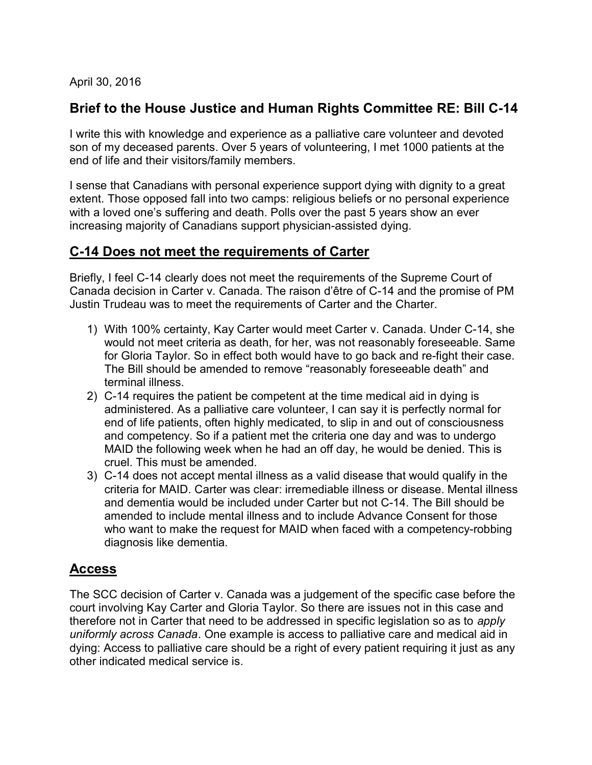April 30, 2016

## Brief to the House Justice and Human Rights Committee RE: Bill C-14

I write this with knowledge and experience as a palliative care volunteer and devoted son of my deceased parents. Over 5 years of volunteering, I met 1000 patients at the end of life and their visitors/family members.

I sense that Canadians with personal experience support dying with dignity to a great extent. Those opposed fall into two camps: religious beliefs or no personal experience with a loved one's suffering and death. Polls over the past 5 years show an ever increasing majority of Canadians support physician-assisted dying.

## C-14 Does not meet the requirements of Carter

Briefly, I feel C-14 clearly does not meet the requirements of the Supreme Court of Canada decision in Carter v. Canada. The raison d'être of C-14 and the promise of PM Justin Trudeau was to meet the requirements of Carter and the Charter.

1) With 100% certainty, Kay Carter would meet Carter v. Canada. Under C-14, she would not meet criteria as death, for her, was not reasonably foreseeable. Same for Gloria Taylor. So in effect both would have to go back and re-fight their case. The Bill should be amended to remove "reasonably foreseeable death" and terminal illness.
2) C-14 requires the patient be competent at the time medical aid in dying is administered. As a palliative care volunteer, I can say it is perfectly normal for end of life patients, often highly medicated, to slip in and out of consciousness and competency. So if a patient met the criteria one day and was to undergo MAID the following week when he had an off day, he would be denied. This is cruel. This must be amended.
3) C-14 does not accept mental illness as a valid disease that would qualify in the criteria for MAID. Carter was clear: irremediable illness or disease. Mental illness and dementia would be included under Carter but not C-14. The Bill should be amended to include mental illness and to include Advance Consent for those who want to make the request for MAID when faced with a competency-robbing diagnosis like dementia.

## Access

The SCC decision of Carter v. Canada was a judgement of the specific case before the court involving Kay Carter and Gloria Taylor. So there are issues not in this case and therefore not in Carter that need to be addressed in specific legislation so as to *apply uniformly across Canada*. One example is access to palliative care and medical aid in dying: Access to palliative care should be a right of every patient requiring it just as any other indicated medical service is.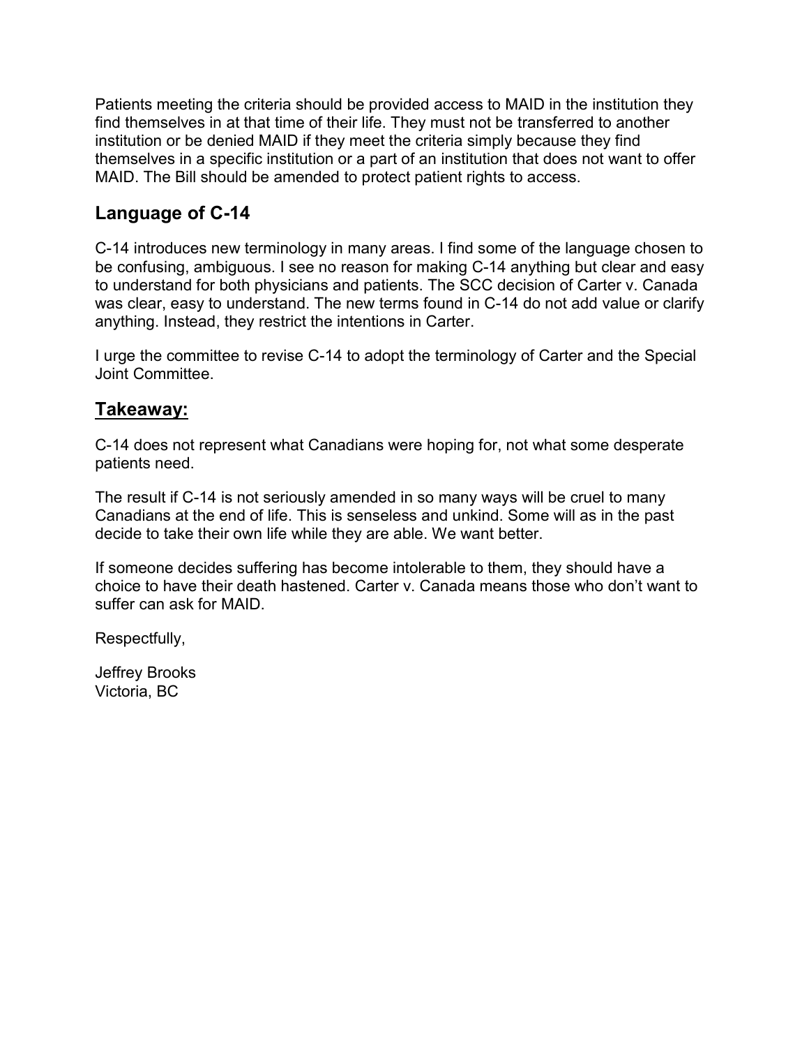Patients meeting the criteria should be provided access to MAID in the institution they find themselves in at that time of their life. They must not be transferred to another institution or be denied MAID if they meet the criteria simply because they find themselves in a specific institution or a part of an institution that does not want to offer MAID. The Bill should be amended to protect patient rights to access.

## Language of C-14

C-14 introduces new terminology in many areas. I find some of the language chosen to be confusing, ambiguous. I see no reason for making C-14 anything but clear and easy to understand for both physicians and patients. The SCC decision of Carter v. Canada was clear, easy to understand. The new terms found in C-14 do not add value or clarify anything. Instead, they restrict the intentions in Carter.

I urge the committee to revise C-14 to adopt the terminology of Carter and the Special Joint Committee.

## Takeaway:

C-14 does not represent what Canadians were hoping for, not what some desperate patients need.

The result if C-14 is not seriously amended in so many ways will be cruel to many Canadians at the end of life. This is senseless and unkind. Some will as in the past decide to take their own life while they are able. We want better.

If someone decides suffering has become intolerable to them, they should have a choice to have their death hastened. Carter v. Canada means those who don't want to suffer can ask for MAID.

Respectfully,

Jeffrey Brooks
Victoria, BC